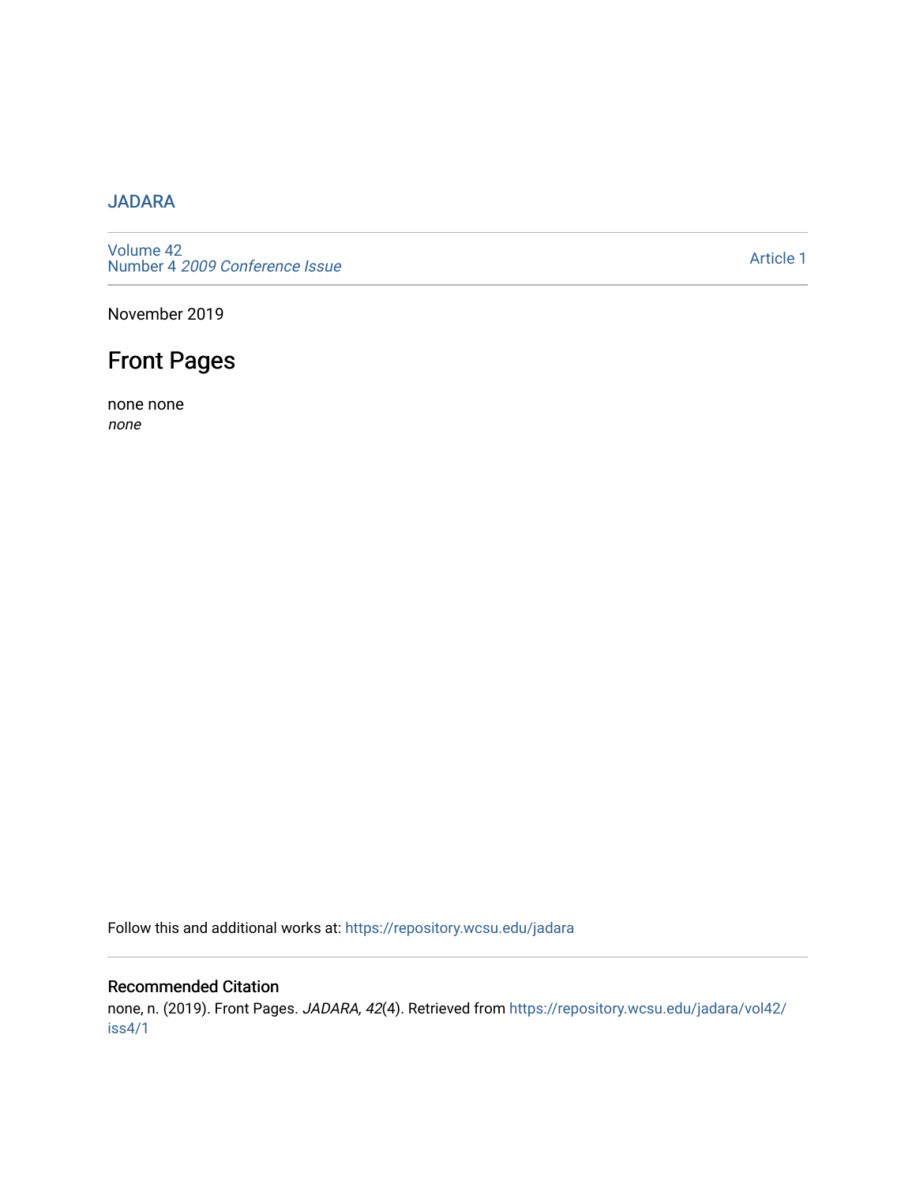JADARA

Volume 42
Number 4 *2009 Conference Issue*

Article 1

November 2019

# Front Pages

none none
*none*

Follow this and additional works at: https://repository.wcsu.edu/jadara

## Recommended Citation

none, n. (2019). Front Pages. *JADARA, 42*(4). Retrieved from https://repository.wcsu.edu/jadara/vol42/iss4/1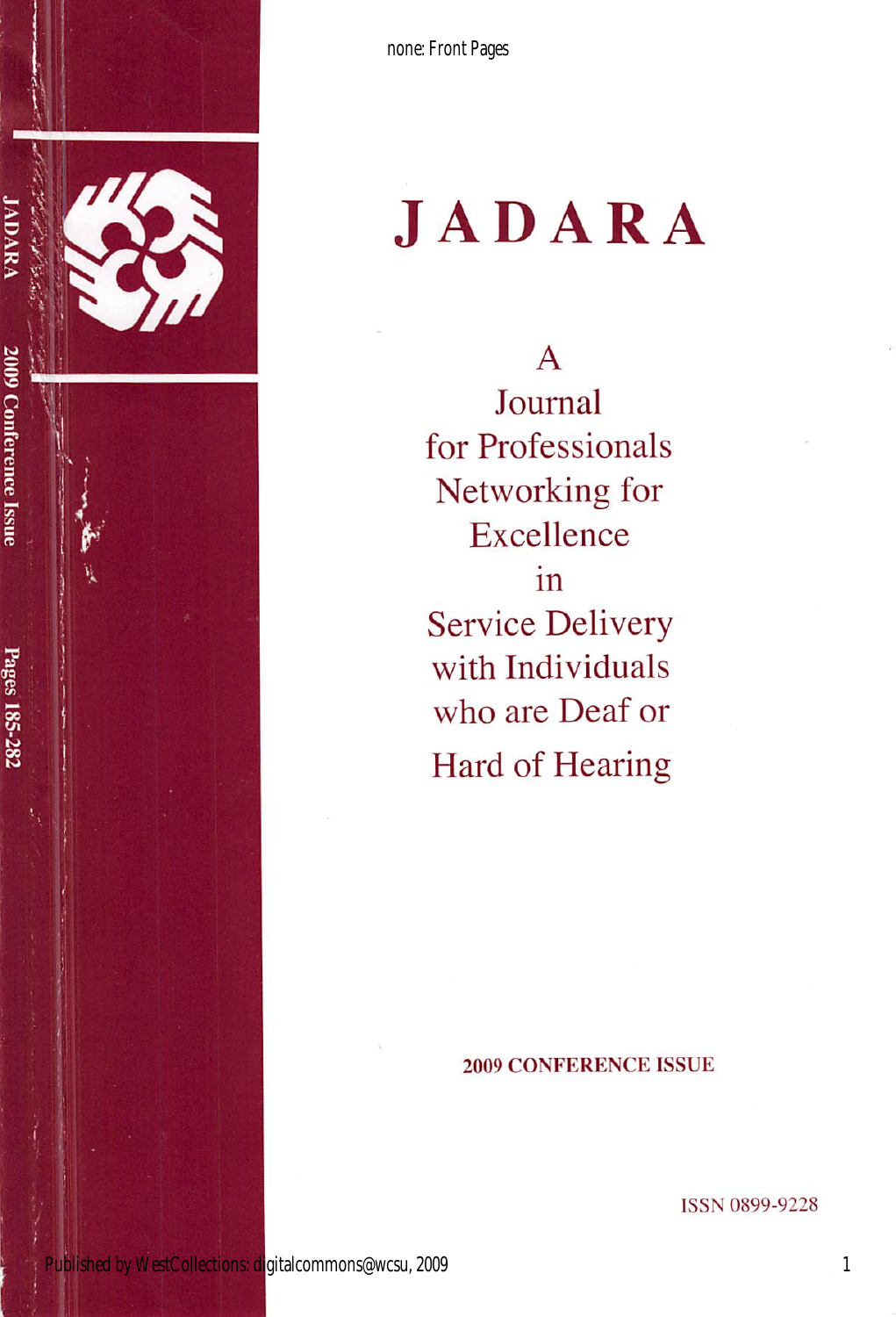# JADARA

A
Journal
for Professionals
Networking for
Excellence
in
Service Delivery
with Individuals
who are Deaf or
Hard of Hearing

**2009 CONFERENCE ISSUE**

ISSN 0899-9228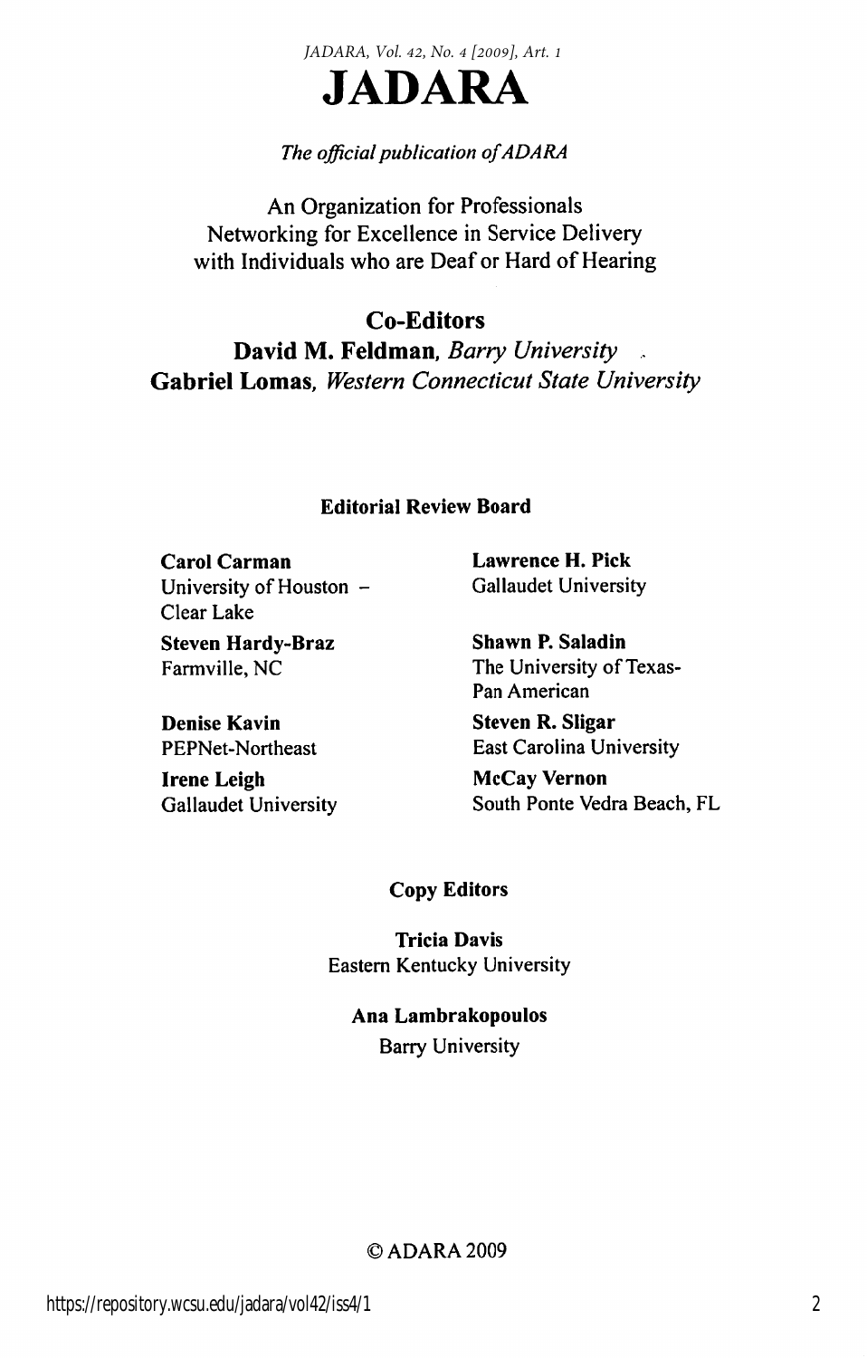# JADARA

*The official publication of ADARA*

An Organization for Professionals
Networking for Excellence in Service Delivery
with Individuals who are Deaf or Hard of Hearing

## Co-Editors

**David M. Feldman**, *Barry University*
**Gabriel Lomas**, *Western Connecticut State University*

### Editorial Review Board

**Carol Carman**
University of Houston – Clear Lake

**Steven Hardy-Braz**
Farmville, NC

**Denise Kavin**
PEPNet-Northeast

**Irene Leigh**
Gallaudet University

**Lawrence H. Pick**
Gallaudet University

**Shawn P. Saladin**
The University of Texas-Pan American

**Steven R. Sligar**
East Carolina University

**McCay Vernon**
South Ponte Vedra Beach, FL

### Copy Editors

**Tricia Davis**
Eastern Kentucky University

**Ana Lambrakopoulos**
Barry University

© ADARA 2009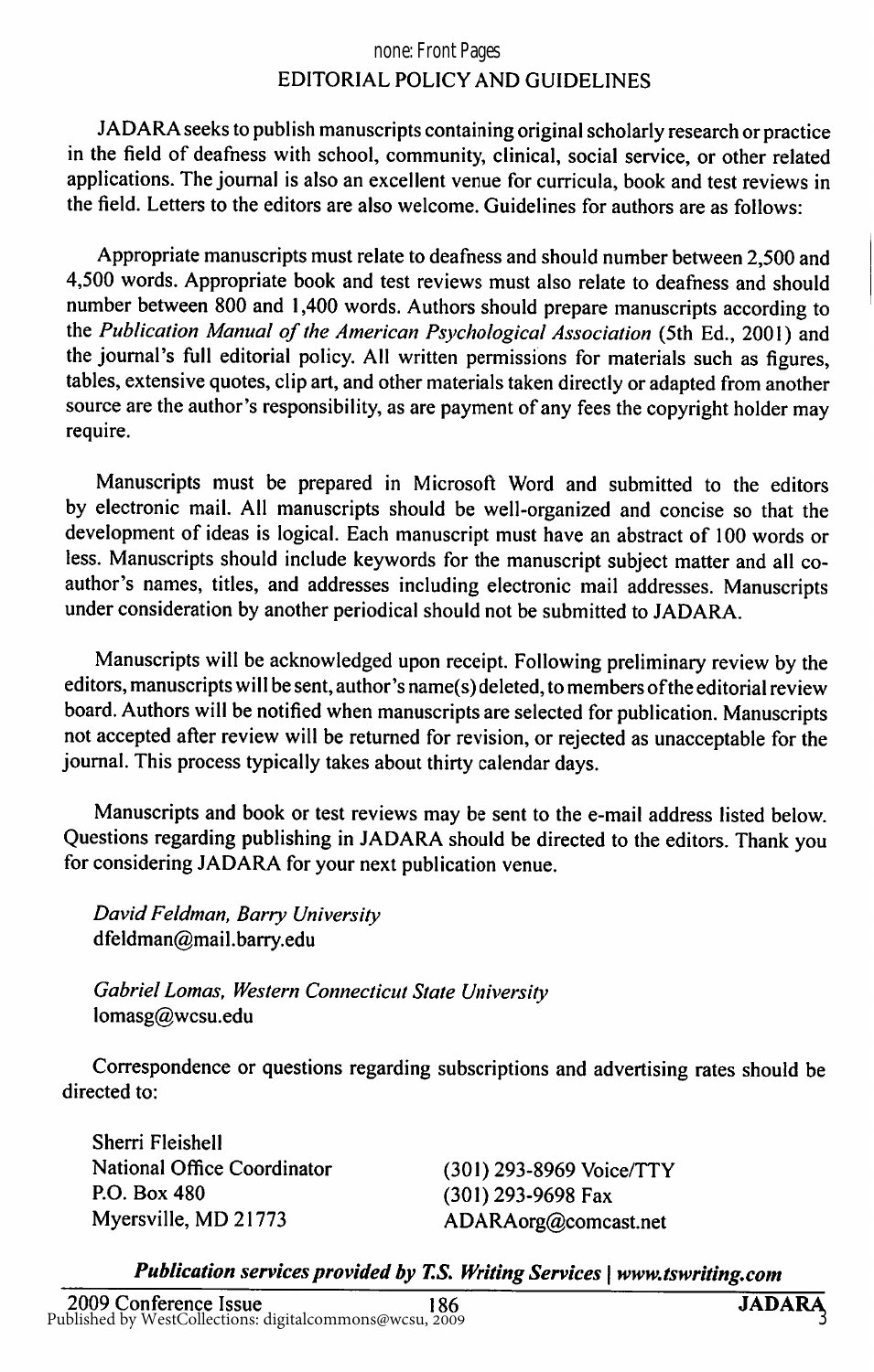# EDITORIAL POLICY AND GUIDELINES

JADARA seeks to publish manuscripts containing original scholarly research or practice in the field of deafness with school, community, clinical, social service, or other related applications. The journal is also an excellent venue for curricula, book and test reviews in the field. Letters to the editors are also welcome. Guidelines for authors are as follows:

Appropriate manuscripts must relate to deafness and should number between 2,500 and 4,500 words. Appropriate book and test reviews must also relate to deafness and should number between 800 and 1,400 words. Authors should prepare manuscripts according to the *Publication Manual of the American Psychological Association* (5th Ed., 2001) and the journal's full editorial policy. All written permissions for materials such as figures, tables, extensive quotes, clip art, and other materials taken directly or adapted from another source are the author's responsibility, as are payment of any fees the copyright holder may require.

Manuscripts must be prepared in Microsoft Word and submitted to the editors by electronic mail. All manuscripts should be well-organized and concise so that the development of ideas is logical. Each manuscript must have an abstract of 100 words or less. Manuscripts should include keywords for the manuscript subject matter and all co-author's names, titles, and addresses including electronic mail addresses. Manuscripts under consideration by another periodical should not be submitted to JADARA.

Manuscripts will be acknowledged upon receipt. Following preliminary review by the editors, manuscripts will be sent, author's name(s) deleted, to members of the editorial review board. Authors will be notified when manuscripts are selected for publication. Manuscripts not accepted after review will be returned for revision, or rejected as unacceptable for the journal. This process typically takes about thirty calendar days.

Manuscripts and book or test reviews may be sent to the e-mail address listed below. Questions regarding publishing in JADARA should be directed to the editors. Thank you for considering JADARA for your next publication venue.

*David Feldman, Barry University*
dfeldman@mail.barry.edu

*Gabriel Lomas, Western Connecticut State University*
lomasg@wcsu.edu

Correspondence or questions regarding subscriptions and advertising rates should be directed to:

Sherri Fleishell
National Office Coordinator
P.O. Box 480
Myersville, MD 21773

(301) 293-8969 Voice/TTY
(301) 293-9698 Fax
ADARAorg@comcast.net

***Publication services provided by T.S. Writing Services | www.tswriting.com***